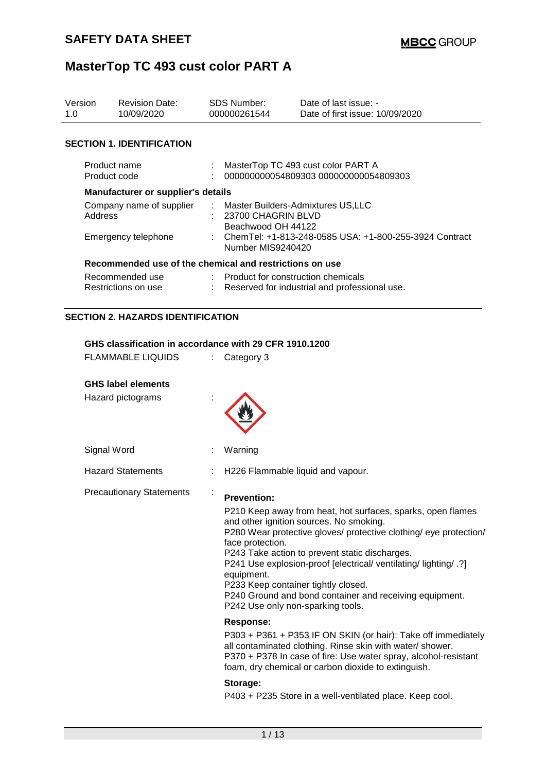# SAFETY DATA SHEET

**MBCC GROUP**

# MasterTop TC 493 cust color PART A

| Version | Revision Date: | SDS Number: | Date of last issue: - |
|---|---|---|---|
| 1.0 | 10/09/2020 | 000000261544 | Date of first issue: 10/09/2020 |

## SECTION 1. IDENTIFICATION

Product name : MasterTop TC 493 cust color PART A

Product code : 000000000054809303 000000000054809303

### Manufacturer or supplier's details

Company name of supplier : Master Builders-Admixtures US,LLC

Address : 23700 CHAGRIN BLVD
Beachwood OH 44122

Emergency telephone : ChemTel: +1-813-248-0585 USA: +1-800-255-3924 Contract Number MIS9240420

### Recommended use of the chemical and restrictions on use

Recommended use : Product for construction chemicals

Restrictions on use : Reserved for industrial and professional use.

## SECTION 2. HAZARDS IDENTIFICATION

### GHS classification in accordance with 29 CFR 1910.1200

FLAMMABLE LIQUIDS : Category 3

### GHS label elements

Hazard pictograms :

Signal Word : Warning

Hazard Statements : H226 Flammable liquid and vapour.

Precautionary Statements :

**Prevention:**

P210 Keep away from heat, hot surfaces, sparks, open flames and other ignition sources. No smoking.
P280 Wear protective gloves/ protective clothing/ eye protection/ face protection.
P243 Take action to prevent static discharges.
P241 Use explosion-proof [electrical/ ventilating/ lighting/ .?] equipment.
P233 Keep container tightly closed.
P240 Ground and bond container and receiving equipment.
P242 Use only non-sparking tools.

**Response:**

P303 + P361 + P353 IF ON SKIN (or hair): Take off immediately all contaminated clothing. Rinse skin with water/ shower.
P370 + P378 In case of fire: Use water spray, alcohol-resistant foam, dry chemical or carbon dioxide to extinguish.

**Storage:**

P403 + P235 Store in a well-ventilated place. Keep cool.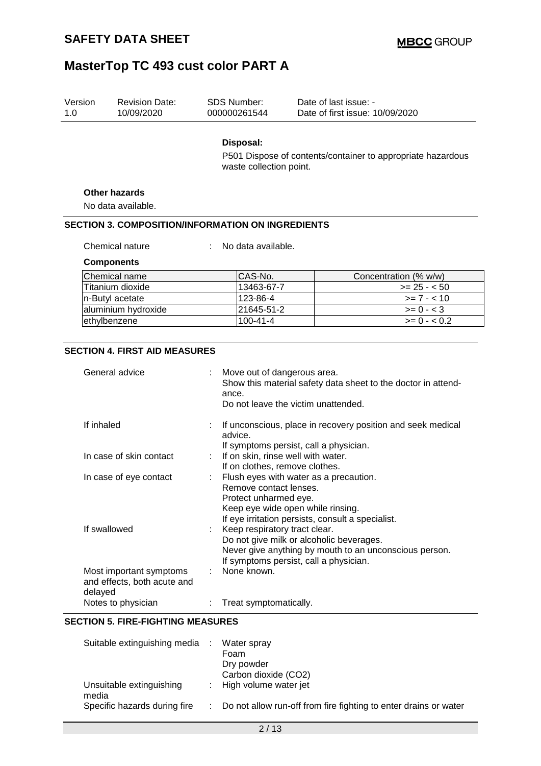**Disposal:**

P501 Dispose of contents/container to appropriate hazardous waste collection point.

**Other hazards**

No data available.

## SECTION 3. COMPOSITION/INFORMATION ON INGREDIENTS

Chemical nature : No data available.

**Components**

| Chemical name | CAS-No. | Concentration (% w/w) |
|---|---|---|
| Titanium dioxide | 13463-67-7 | >= 25 - < 50 |
| n-Butyl acetate | 123-86-4 | >= 7 - < 10 |
| aluminium hydroxide | 21645-51-2 | >= 0 - < 3 |
| ethylbenzene | 100-41-4 | >= 0 - < 0.2 |

## SECTION 4. FIRST AID MEASURES

| | | |
|---|---|---|
| General advice | : | Move out of dangerous area.<br>Show this material safety data sheet to the doctor in attendance.<br>Do not leave the victim unattended. |
| If inhaled | : | If unconscious, place in recovery position and seek medical advice.<br>If symptoms persist, call a physician. |
| In case of skin contact | : | If on skin, rinse well with water.<br>If on clothes, remove clothes. |
| In case of eye contact | : | Flush eyes with water as a precaution.<br>Remove contact lenses.<br>Protect unharmed eye.<br>Keep eye wide open while rinsing.<br>If eye irritation persists, consult a specialist. |
| If swallowed | : | Keep respiratory tract clear.<br>Do not give milk or alcoholic beverages.<br>Never give anything by mouth to an unconscious person.<br>If symptoms persist, call a physician. |
| Most important symptoms and effects, both acute and delayed | : | None known. |
| Notes to physician | : | Treat symptomatically. |

## SECTION 5. FIRE-FIGHTING MEASURES

| | | |
|---|---|---|
| Suitable extinguishing media | : | Water spray<br>Foam<br>Dry powder<br>Carbon dioxide ($CO_2$) |
| Unsuitable extinguishing media | : | High volume water jet |
| Specific hazards during fire | : | Do not allow run-off from fire fighting to enter drains or water |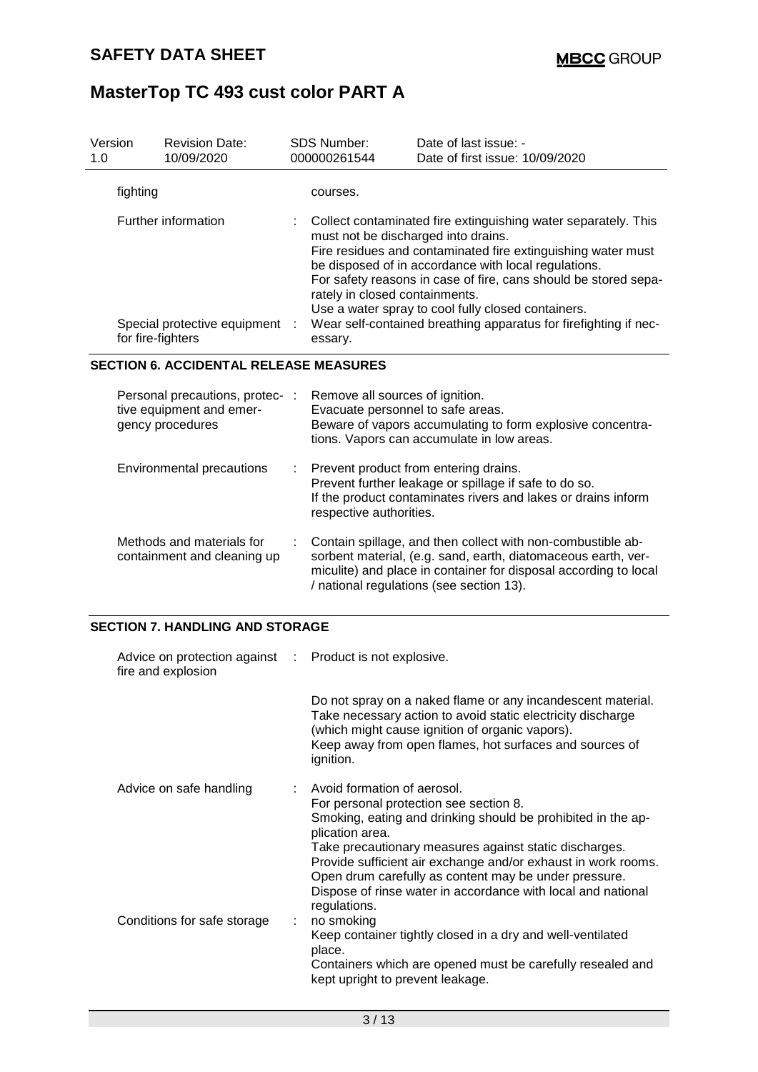| Version 1.0 | Revision Date: 10/09/2020 | SDS Number: 000000261544 | Date of last issue: - Date of first issue: 10/09/2020 |
|---|---|---|---|

| | |
|---|---|
| fighting | courses. |
| Further information | Collect contaminated fire extinguishing water separately. This must not be discharged into drains.<br>Fire residues and contaminated fire extinguishing water must be disposed of in accordance with local regulations.<br>For safety reasons in case of fire, cans should be stored separately in closed containments.<br>Use a water spray to cool fully closed containers. |
| Special protective equipment for fire-fighters | Wear self-contained breathing apparatus for firefighting if necessary. |

## SECTION 6. ACCIDENTAL RELEASE MEASURES

| | |
|---|---|
| Personal precautions, protective equipment and emergency procedures | Remove all sources of ignition.<br>Evacuate personnel to safe areas.<br>Beware of vapors accumulating to form explosive concentrations. Vapors can accumulate in low areas. |
| Environmental precautions | Prevent product from entering drains.<br>Prevent further leakage or spillage if safe to do so.<br>If the product contaminates rivers and lakes or drains inform respective authorities. |
| Methods and materials for containment and cleaning up | Contain spillage, and then collect with non-combustible absorbent material, (e.g. sand, earth, diatomaceous earth, vermiculite) and place in container for disposal according to local / national regulations (see section 13). |

## SECTION 7. HANDLING AND STORAGE

| | |
|---|---|
| Advice on protection against fire and explosion | Product is not explosive.<br><br>Do not spray on a naked flame or any incandescent material.<br>Take necessary action to avoid static electricity discharge (which might cause ignition of organic vapors).<br>Keep away from open flames, hot surfaces and sources of ignition. |
| Advice on safe handling | Avoid formation of aerosol.<br>For personal protection see section 8.<br>Smoking, eating and drinking should be prohibited in the application area.<br>Take precautionary measures against static discharges.<br>Provide sufficient air exchange and/or exhaust in work rooms.<br>Open drum carefully as content may be under pressure.<br>Dispose of rinse water in accordance with local and national regulations. |
| Conditions for safe storage | no smoking<br>Keep container tightly closed in a dry and well-ventilated place.<br>Containers which are opened must be carefully resealed and kept upright to prevent leakage. |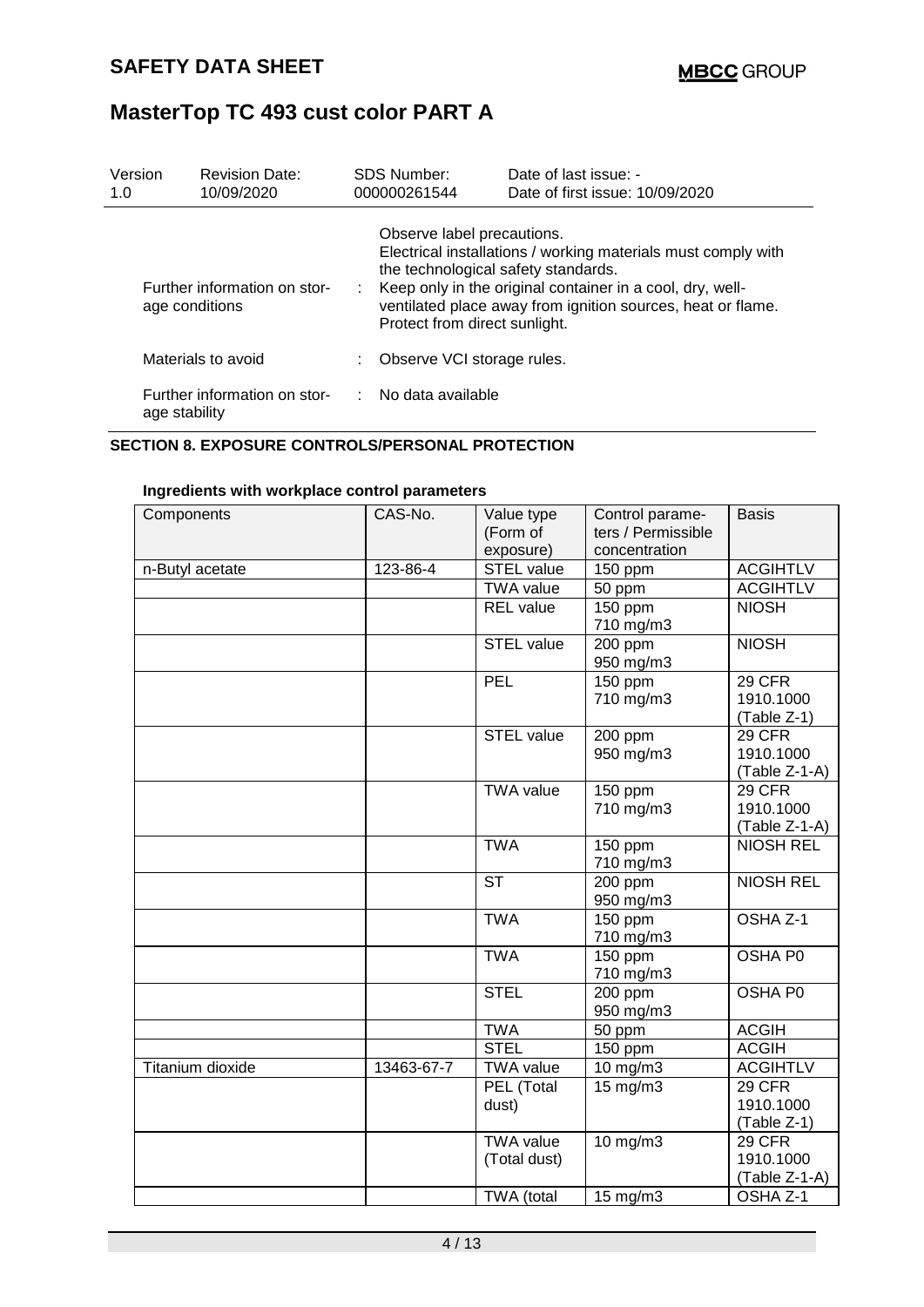| Version 1.0 | Revision Date: 10/09/2020 | SDS Number: 000000261544 | Date of last issue: - Date of first issue: 10/09/2020 |
|---|---|---|---|

Observe label precautions.
Electrical installations / working materials must comply with the technological safety standards.

Further information on storage conditions : Keep only in the original container in a cool, dry, well-ventilated place away from ignition sources, heat or flame. Protect from direct sunlight.

Materials to avoid : Observe VCI storage rules.

Further information on storage stability : No data available

## SECTION 8. EXPOSURE CONTROLS/PERSONAL PROTECTION

**Ingredients with workplace control parameters**

| Components | CAS-No. | Value type (Form of exposure) | Control parameters / Permissible concentration | Basis |
|---|---|---|---|---|
| n-Butyl acetate | 123-86-4 | STEL value | 150 ppm | ACGIHTLV |
| | | TWA value | 50 ppm | ACGIHTLV |
| | | REL value | 150 ppm 710 mg/m3 | NIOSH |
| | | STEL value | 200 ppm 950 mg/m3 | NIOSH |
| | | PEL | 150 ppm 710 mg/m3 | 29 CFR 1910.1000 (Table Z-1) |
| | | STEL value | 200 ppm 950 mg/m3 | 29 CFR 1910.1000 (Table Z-1-A) |
| | | TWA value | 150 ppm 710 mg/m3 | 29 CFR 1910.1000 (Table Z-1-A) |
| | | TWA | 150 ppm 710 mg/m3 | NIOSH REL |
| | | ST | 200 ppm 950 mg/m3 | NIOSH REL |
| | | TWA | 150 ppm 710 mg/m3 | OSHA Z-1 |
| | | TWA | 150 ppm 710 mg/m3 | OSHA P0 |
| | | STEL | 200 ppm 950 mg/m3 | OSHA P0 |
| | | TWA | 50 ppm | ACGIH |
| | | STEL | 150 ppm | ACGIH |
| Titanium dioxide | 13463-67-7 | TWA value | 10 mg/m3 | ACGIHTLV |
| | | PEL (Total dust) | 15 mg/m3 | 29 CFR 1910.1000 (Table Z-1) |
| | | TWA value (Total dust) | 10 mg/m3 | 29 CFR 1910.1000 (Table Z-1-A) |
| | | TWA (total | 15 mg/m3 | OSHA Z-1 |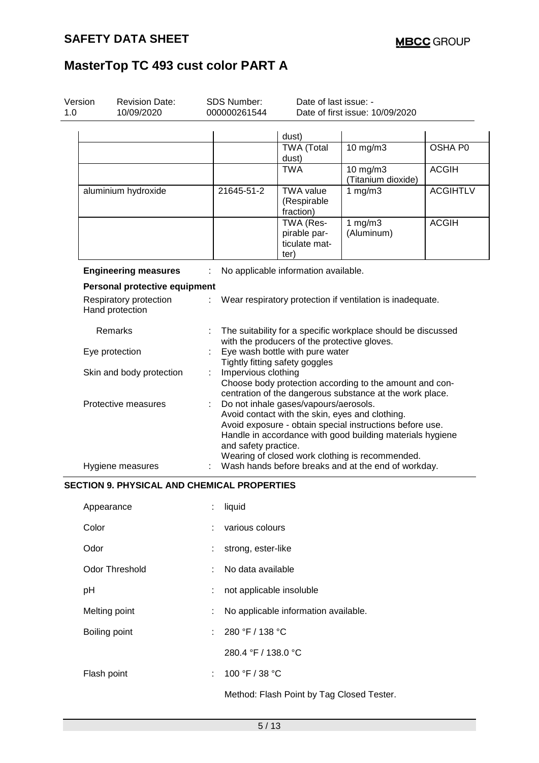| | | | | |
|---|---|---|---|---|
| | | dust) | | |
| | | TWA (Total dust) | 10 mg/m3 | OSHA P0 |
| | | TWA | 10 mg/m3 (Titanium dioxide) | ACGIH |
| aluminium hydroxide | 21645-51-2 | TWA value (Respirable fraction) | 1 mg/m3 | ACGIHTLV |
| | | TWA (Respirable particulate matter) | 1 mg/m3 (Aluminum) | ACGIH |

**Engineering measures** : No applicable information available.

**Personal protective equipment**

Respiratory protection : Wear respiratory protection if ventilation is inadequate.

Hand protection

Remarks : The suitability for a specific workplace should be discussed with the producers of the protective gloves.

Eye protection : Eye wash bottle with pure water
Tightly fitting safety goggles

Skin and body protection : Impervious clothing
Choose body protection according to the amount and concentration of the dangerous substance at the work place.

Protective measures : Do not inhale gases/vapours/aerosols.
Avoid contact with the skin, eyes and clothing.
Avoid exposure - obtain special instructions before use.
Handle in accordance with good building materials hygiene and safety practice.
Wearing of closed work clothing is recommended.

Hygiene measures : Wash hands before breaks and at the end of workday.

## SECTION 9. PHYSICAL AND CHEMICAL PROPERTIES

Appearance : liquid

Color : various colours

Odor : strong, ester-like

Odor Threshold : No data available

pH : not applicable insoluble

Melting point : No applicable information available.

Boiling point : 280 °F / 138 °C

280.4 °F / 138.0 °C

Flash point : 100 °F / 38 °C

Method: Flash Point by Tag Closed Tester.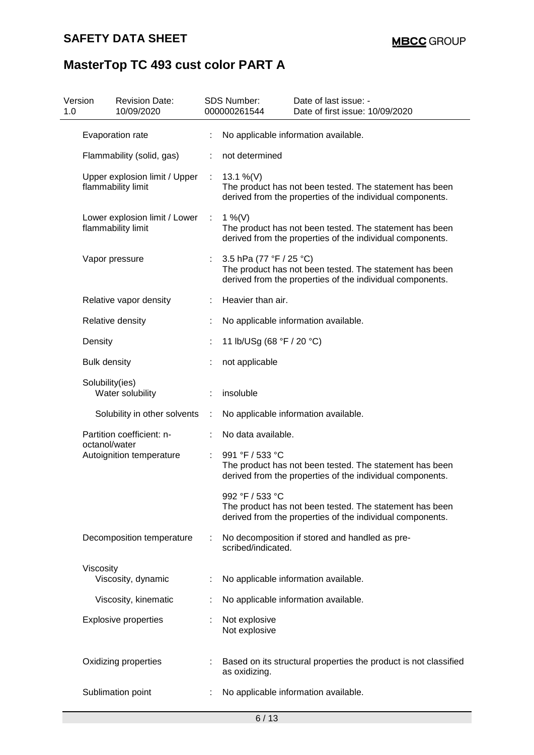| | | |
|---|---|---|
| Evaporation rate | : | No applicable information available. |
| Flammability (solid, gas) | : | not determined |
| Upper explosion limit / Upper flammability limit | : | 13.1 %(V)<br>The product has not been tested. The statement has been derived from the properties of the individual components. |
| Lower explosion limit / Lower flammability limit | : | 1 %(V)<br>The product has not been tested. The statement has been derived from the properties of the individual components. |
| Vapor pressure | : | 3.5 hPa (77 °F / 25 °C)<br>The product has not been tested. The statement has been derived from the properties of the individual components. |
| Relative vapor density | : | Heavier than air. |
| Relative density | : | No applicable information available. |
| Density | : | 11 lb/USg (68 °F / 20 °C) |
| Bulk density | : | not applicable |
| Solubility(ies) | | |
| Water solubility | : | insoluble |
| Solubility in other solvents | : | No applicable information available. |
| Partition coefficient: n-octanol/water | : | No data available. |
| Autoignition temperature | : | 991 °F / 533 °C<br>The product has not been tested. The statement has been derived from the properties of the individual components.<br><br>992 °F / 533 °C<br>The product has not been tested. The statement has been derived from the properties of the individual components. |
| Decomposition temperature | : | No decomposition if stored and handled as prescribed/indicated. |
| Viscosity | | |
| Viscosity, dynamic | : | No applicable information available. |
| Viscosity, kinematic | : | No applicable information available. |
| Explosive properties | : | Not explosive<br>Not explosive |
| Oxidizing properties | : | Based on its structural properties the product is not classified as oxidizing. |
| Sublimation point | : | No applicable information available. |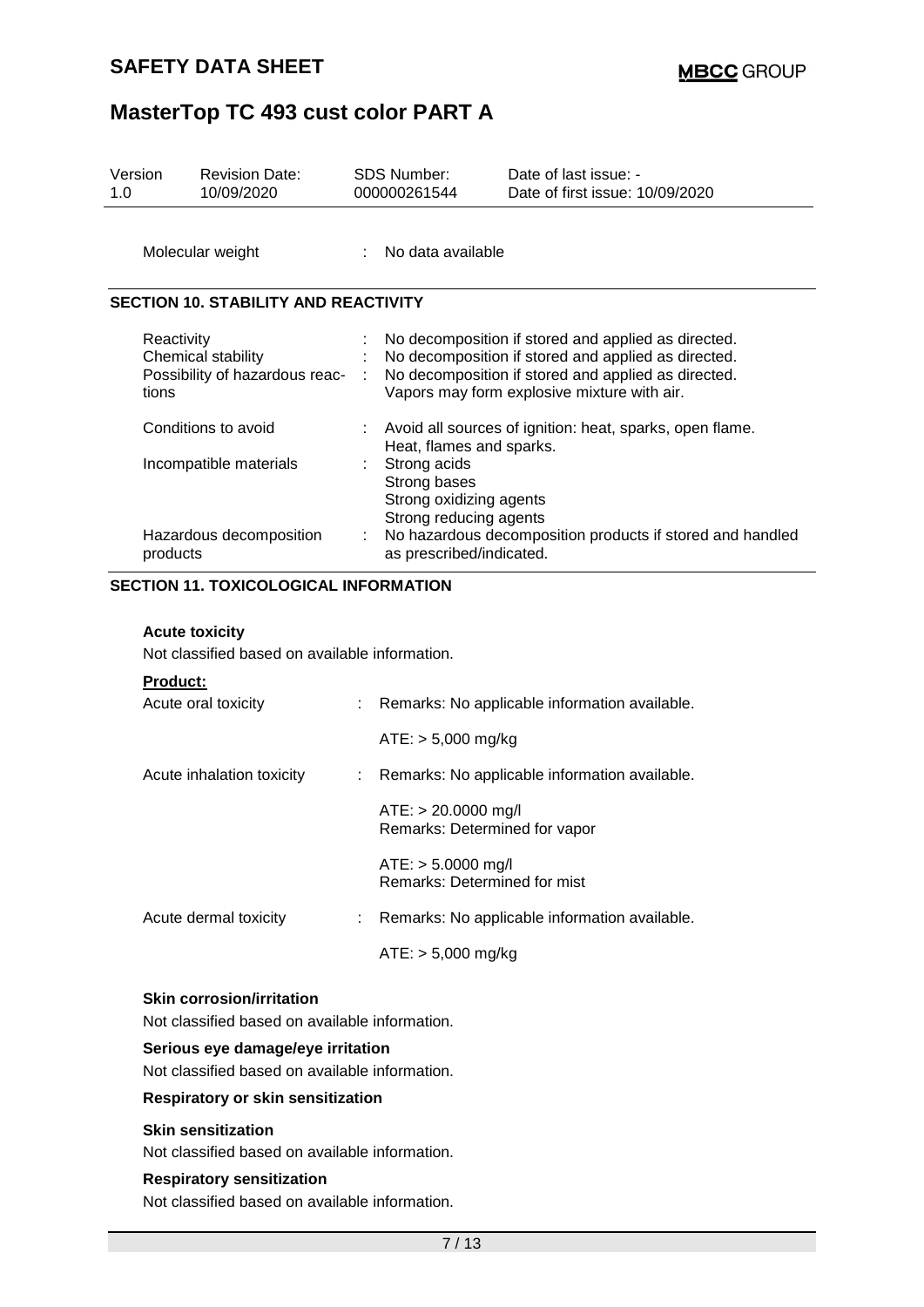| Version | Revision Date: | SDS Number: | Date of last issue: - |
|---|---|---|---|
| 1.0 | 10/09/2020 | 000000261544 | Date of first issue: 10/09/2020 |

Molecular weight : No data available

## SECTION 10. STABILITY AND REACTIVITY

| | | |
|---|---|---|
| Reactivity | : | No decomposition if stored and applied as directed. |
| Chemical stability | : | No decomposition if stored and applied as directed. |
| Possibility of hazardous reactions | : | No decomposition if stored and applied as directed. Vapors may form explosive mixture with air. |
| Conditions to avoid | : | Avoid all sources of ignition: heat, sparks, open flame. Heat, flames and sparks. |
| Incompatible materials | : | Strong acids<br>Strong bases<br>Strong oxidizing agents<br>Strong reducing agents |
| Hazardous decomposition products | : | No hazardous decomposition products if stored and handled as prescribed/indicated. |

## SECTION 11. TOXICOLOGICAL INFORMATION

### Acute toxicity

Not classified based on available information.

**Product:**

| | | |
|---|---|---|
| Acute oral toxicity | : | Remarks: No applicable information available.<br><br>ATE: > 5,000 mg/kg |
| Acute inhalation toxicity | : | Remarks: No applicable information available.<br><br>ATE: > 20.0000 mg/l<br>Remarks: Determined for vapor<br><br>ATE: > 5.0000 mg/l<br>Remarks: Determined for mist |
| Acute dermal toxicity | : | Remarks: No applicable information available.<br><br>ATE: > 5,000 mg/kg |

### Skin corrosion/irritation

Not classified based on available information.

### Serious eye damage/eye irritation

Not classified based on available information.

### Respiratory or skin sensitization

### Skin sensitization

Not classified based on available information.

### Respiratory sensitization

Not classified based on available information.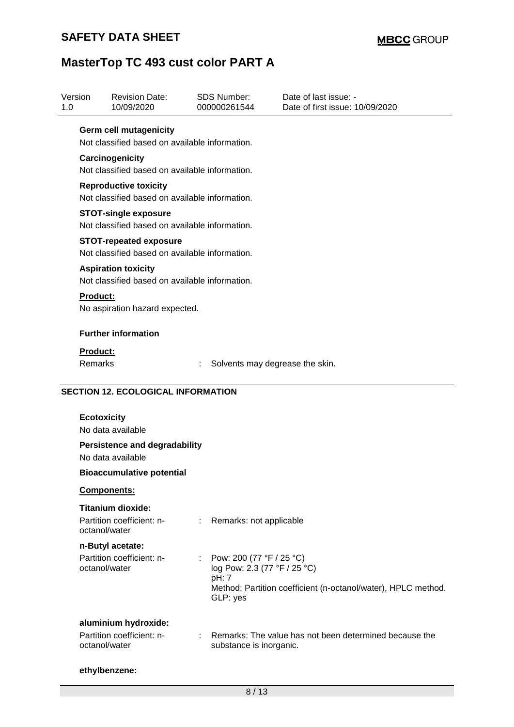**Germ cell mutagenicity**

Not classified based on available information.

**Carcinogenicity**

Not classified based on available information.

**Reproductive toxicity**

Not classified based on available information.

**STOT-single exposure**

Not classified based on available information.

**STOT-repeated exposure**

Not classified based on available information.

**Aspiration toxicity**

Not classified based on available information.

**Product:**

No aspiration hazard expected.

**Further information**

**Product:**

Remarks : Solvents may degrease the skin.

## SECTION 12. ECOLOGICAL INFORMATION

**Ecotoxicity**

No data available

**Persistence and degradability**

No data available

**Bioaccumulative potential**

**Components:**

**Titanium dioxide:**

Partition coefficient: n-octanol/water : Remarks: not applicable

**n-Butyl acetate:**

Partition coefficient: n-octanol/water : Pow: 200 (77 °F / 25 °C)
log Pow: 2.3 (77 °F / 25 °C)
pH: 7
Method: Partition coefficient (n-octanol/water), HPLC method.
GLP: yes

**aluminium hydroxide:**

Partition coefficient: n-octanol/water : Remarks: The value has not been determined because the substance is inorganic.

**ethylbenzene:**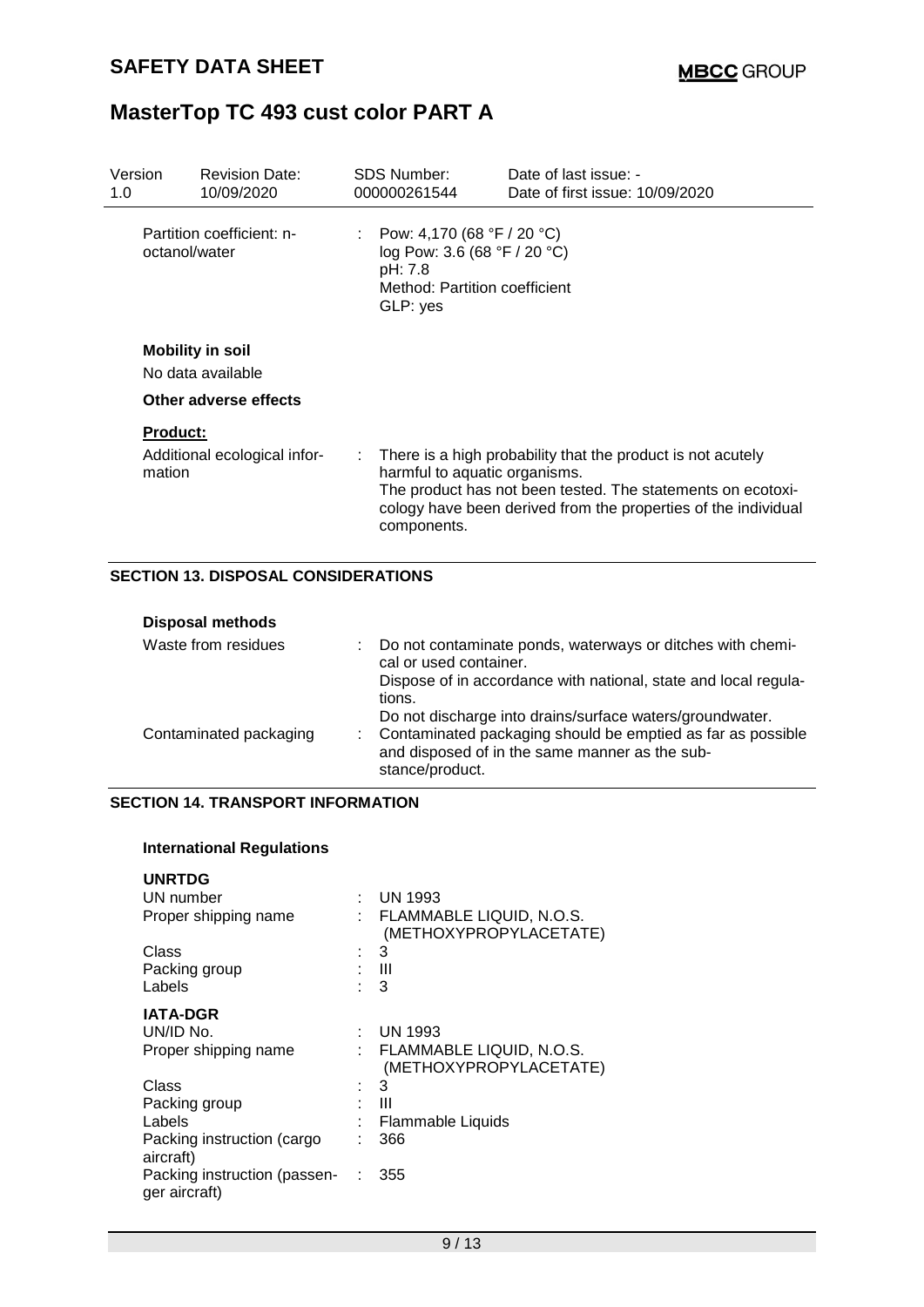| Version 1.0 | Revision Date: 10/09/2020 | SDS Number: 000000261544 | Date of last issue: - Date of first issue: 10/09/2020 |
|---|---|---|---|

Partition coefficient: n-octanol/water : Pow: 4,170 (68 °F / 20 °C)
log Pow: 3.6 (68 °F / 20 °C)
pH: 7.8
Method: Partition coefficient
GLP: yes

**Mobility in soil**

No data available

**Other adverse effects**

**Product:**

Additional ecological information : There is a high probability that the product is not acutely harmful to aquatic organisms.
The product has not been tested. The statements on ecotoxicology have been derived from the properties of the individual components.

## SECTION 13. DISPOSAL CONSIDERATIONS

**Disposal methods**

Waste from residues : Do not contaminate ponds, waterways or ditches with chemical or used container.
Dispose of in accordance with national, state and local regulations.
Do not discharge into drains/surface waters/groundwater.

Contaminated packaging : Contaminated packaging should be emptied as far as possible and disposed of in the same manner as the substance/product.

## SECTION 14. TRANSPORT INFORMATION

**International Regulations**

**UNRTDG**

| | |
|---|---|
| UN number | : UN 1993 |
| Proper shipping name | : FLAMMABLE LIQUID, N.O.S. (METHOXYPROPYLACETATE) |
| Class | : 3 |
| Packing group | : III |
| Labels | : 3 |

**IATA-DGR**

| | |
|---|---|
| UN/ID No. | : UN 1993 |
| Proper shipping name | : FLAMMABLE LIQUID, N.O.S. (METHOXYPROPYLACETATE) |
| Class | : 3 |
| Packing group | : III |
| Labels | : Flammable Liquids |
| Packing instruction (cargo aircraft) | : 366 |
| Packing instruction (passenger aircraft) | : 355 |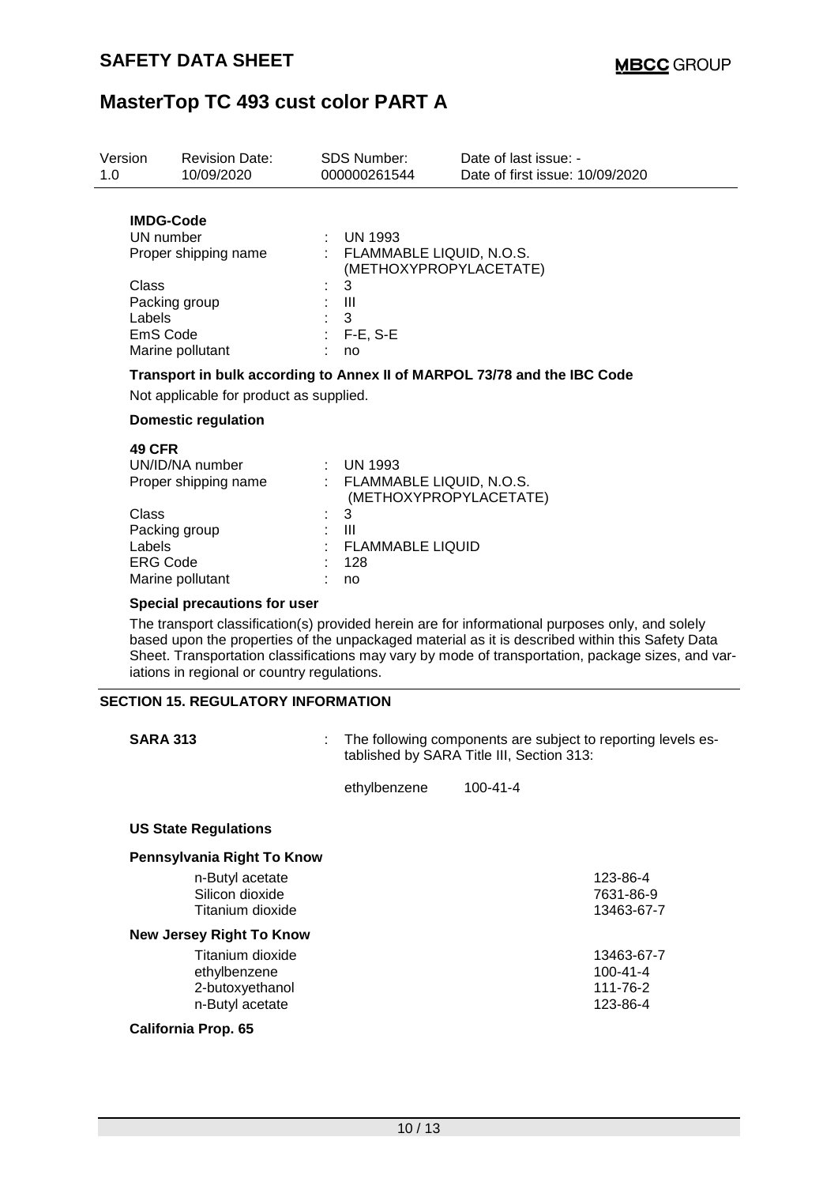**IMDG-Code**

| | | |
|---|---|---|
| UN number | : | UN 1993 |
| Proper shipping name | : | FLAMMABLE LIQUID, N.O.S. (METHOXYPROPYLACETATE) |
| Class | : | 3 |
| Packing group | : | III |
| Labels | : | 3 |
| EmS Code | : | F-E, S-E |
| Marine pollutant | : | no |

**Transport in bulk according to Annex II of MARPOL 73/78 and the IBC Code**

Not applicable for product as supplied.

**Domestic regulation**

**49 CFR**

| | | |
|---|---|---|
| UN/ID/NA number | : | UN 1993 |
| Proper shipping name | : | FLAMMABLE LIQUID, N.O.S. (METHOXYPROPYLACETATE) |
| Class | : | 3 |
| Packing group | : | III |
| Labels | : | FLAMMABLE LIQUID |
| ERG Code | : | 128 |
| Marine pollutant | : | no |

**Special precautions for user**

The transport classification(s) provided herein are for informational purposes only, and solely based upon the properties of the unpackaged material as it is described within this Safety Data Sheet. Transportation classifications may vary by mode of transportation, package sizes, and variations in regional or country regulations.

## SECTION 15. REGULATORY INFORMATION

**SARA 313** : The following components are subject to reporting levels established by SARA Title III, Section 313:

| | |
|---|---|
| ethylbenzene | 100-41-4 |

**US State Regulations**

**Pennsylvania Right To Know**

| | |
|---|---|
| n-Butyl acetate | 123-86-4 |
| Silicon dioxide | 7631-86-9 |
| Titanium dioxide | 13463-67-7 |

**New Jersey Right To Know**

| | |
|---|---|
| Titanium dioxide | 13463-67-7 |
| ethylbenzene | 100-41-4 |
| 2-butoxyethanol | 111-76-2 |
| n-Butyl acetate | 123-86-4 |

**California Prop. 65**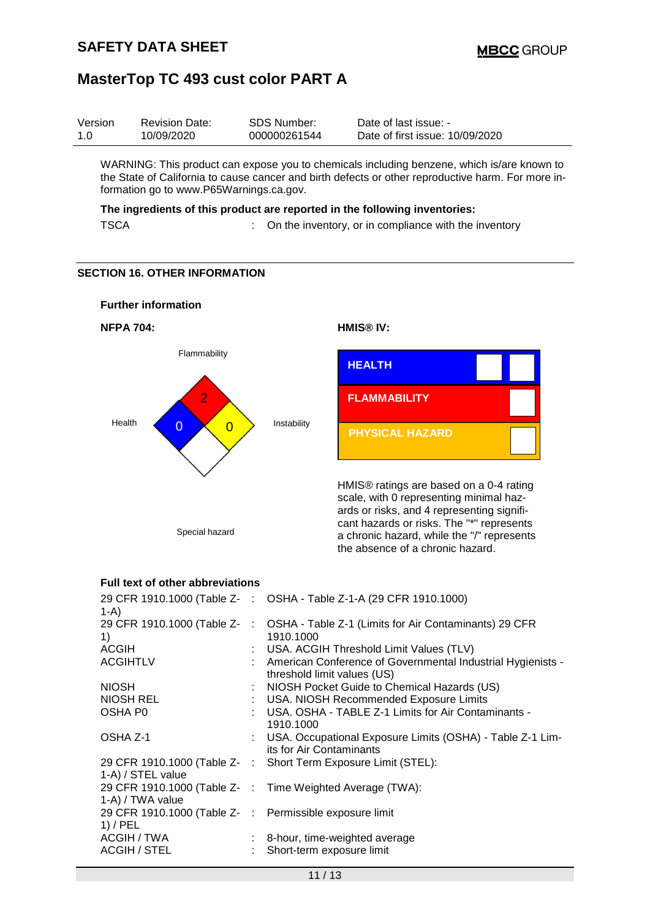| Version | Revision Date: | SDS Number: | Date of last issue: - |
|---|---|---|---|
| 1.0 | 10/09/2020 | 000000261544 | Date of first issue: 10/09/2020 |

WARNING: This product can expose you to chemicals including benzene, which is/are known to the State of California to cause cancer and birth defects or other reproductive harm. For more information go to www.P65Warnings.ca.gov.

**The ingredients of this product are reported in the following inventories:**

TSCA : On the inventory, or in compliance with the inventory

## SECTION 16. OTHER INFORMATION

**Further information**

**NFPA 704:**

Flammability
2
Health
0
Instability
0
Special hazard

**HMIS® IV:**

HEALTH
FLAMMABILITY
PHYSICAL HAZARD

HMIS® ratings are based on a 0-4 rating scale, with 0 representing minimal hazards or risks, and 4 representing significant hazards or risks. The "*" represents a chronic hazard, while the "/" represents the absence of a chronic hazard.

**Full text of other abbreviations**

| | | |
|---|---|---|
| 29 CFR 1910.1000 (Table Z-1-A) | : | OSHA - Table Z-1-A (29 CFR 1910.1000) |
| 29 CFR 1910.1000 (Table Z-1) | : | OSHA - Table Z-1 (Limits for Air Contaminants) 29 CFR 1910.1000 |
| ACGIH | : | USA. ACGIH Threshold Limit Values (TLV) |
| ACGIHTLV | : | American Conference of Governmental Industrial Hygienists - threshold limit values (US) |
| NIOSH | : | NIOSH Pocket Guide to Chemical Hazards (US) |
| NIOSH REL | : | USA. NIOSH Recommended Exposure Limits |
| OSHA P0 | : | USA. OSHA - TABLE Z-1 Limits for Air Contaminants - 1910.1000 |
| OSHA Z-1 | : | USA. Occupational Exposure Limits (OSHA) - Table Z-1 Limits for Air Contaminants |
| 29 CFR 1910.1000 (Table Z-1-A) / STEL value | : | Short Term Exposure Limit (STEL): |
| 29 CFR 1910.1000 (Table Z-1-A) / TWA value | : | Time Weighted Average (TWA): |
| 29 CFR 1910.1000 (Table Z-1) / PEL | : | Permissible exposure limit |
| ACGIH / TWA | : | 8-hour, time-weighted average |
| ACGIH / STEL | : | Short-term exposure limit |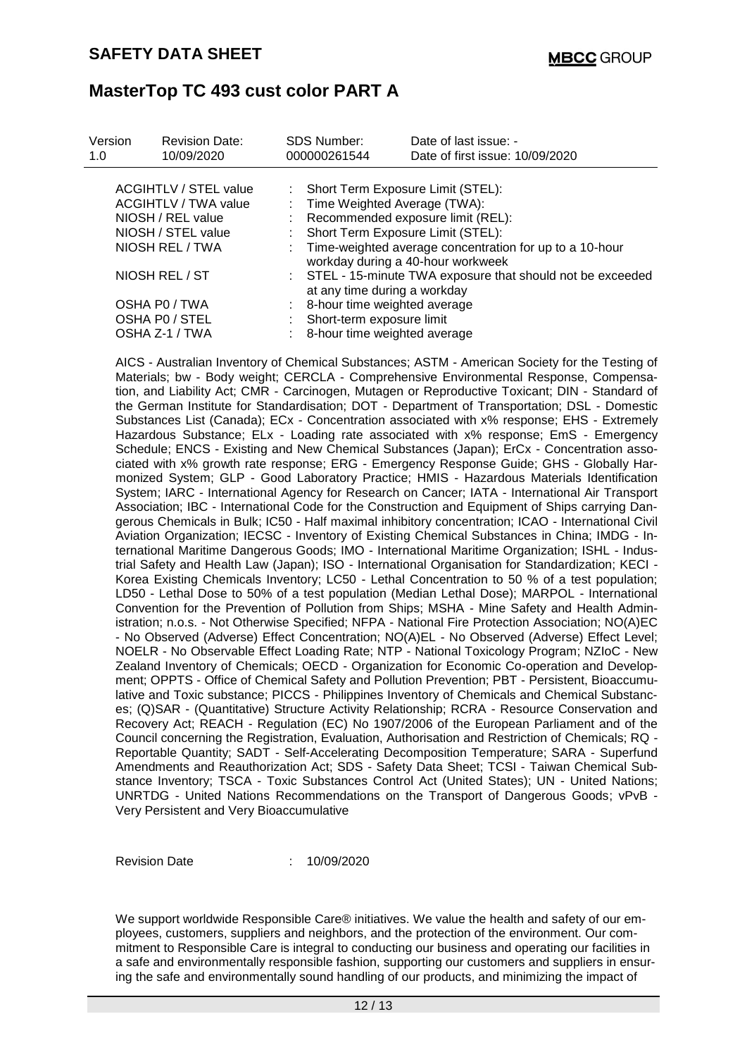| Version | Revision Date: | SDS Number: | Date of last issue: - |
| --- | --- | --- | --- |
| 1.0 | 10/09/2020 | 000000261544 | Date of first issue: 10/09/2020 |

| | | |
| --- | --- | --- |
| ACGIHTLV / STEL value | : | Short Term Exposure Limit (STEL): |
| ACGIHTLV / TWA value | : | Time Weighted Average (TWA): |
| NIOSH / REL value | : | Recommended exposure limit (REL): |
| NIOSH / STEL value | : | Short Term Exposure Limit (STEL): |
| NIOSH REL / TWA | : | Time-weighted average concentration for up to a 10-hour workday during a 40-hour workweek |
| NIOSH REL / ST | : | STEL - 15-minute TWA exposure that should not be exceeded at any time during a workday |
| OSHA P0 / TWA | : | 8-hour time weighted average |
| OSHA P0 / STEL | : | Short-term exposure limit |
| OSHA Z-1 / TWA | : | 8-hour time weighted average |

AICS - Australian Inventory of Chemical Substances; ASTM - American Society for the Testing of Materials; bw - Body weight; CERCLA - Comprehensive Environmental Response, Compensation, and Liability Act; CMR - Carcinogen, Mutagen or Reproductive Toxicant; DIN - Standard of the German Institute for Standardisation; DOT - Department of Transportation; DSL - Domestic Substances List (Canada); ECx - Concentration associated with x% response; EHS - Extremely Hazardous Substance; ELx - Loading rate associated with x% response; EmS - Emergency Schedule; ENCS - Existing and New Chemical Substances (Japan); ErCx - Concentration associated with x% growth rate response; ERG - Emergency Response Guide; GHS - Globally Harmonized System; GLP - Good Laboratory Practice; HMIS - Hazardous Materials Identification System; IARC - International Agency for Research on Cancer; IATA - International Air Transport Association; IBC - International Code for the Construction and Equipment of Ships carrying Dangerous Chemicals in Bulk; IC50 - Half maximal inhibitory concentration; ICAO - International Civil Aviation Organization; IECSC - Inventory of Existing Chemical Substances in China; IMDG - International Maritime Dangerous Goods; IMO - International Maritime Organization; ISHL - Industrial Safety and Health Law (Japan); ISO - International Organisation for Standardization; KECI - Korea Existing Chemicals Inventory; LC50 - Lethal Concentration to 50 % of a test population; LD50 - Lethal Dose to 50% of a test population (Median Lethal Dose); MARPOL - International Convention for the Prevention of Pollution from Ships; MSHA - Mine Safety and Health Administration; n.o.s. - Not Otherwise Specified; NFPA - National Fire Protection Association; NO(A)EC - No Observed (Adverse) Effect Concentration; NO(A)EL - No Observed (Adverse) Effect Level; NOELR - No Observable Effect Loading Rate; NTP - National Toxicology Program; NZIoC - New Zealand Inventory of Chemicals; OECD - Organization for Economic Co-operation and Development; OPPTS - Office of Chemical Safety and Pollution Prevention; PBT - Persistent, Bioaccumulative and Toxic substance; PICCS - Philippines Inventory of Chemicals and Chemical Substances; (Q)SAR - (Quantitative) Structure Activity Relationship; RCRA - Resource Conservation and Recovery Act; REACH - Regulation (EC) No 1907/2006 of the European Parliament and of the Council concerning the Registration, Evaluation, Authorisation and Restriction of Chemicals; RQ - Reportable Quantity; SADT - Self-Accelerating Decomposition Temperature; SARA - Superfund Amendments and Reauthorization Act; SDS - Safety Data Sheet; TCSI - Taiwan Chemical Substance Inventory; TSCA - Toxic Substances Control Act (United States); UN - United Nations; UNRTDG - United Nations Recommendations on the Transport of Dangerous Goods; vPvB - Very Persistent and Very Bioaccumulative

Revision Date : 10/09/2020

We support worldwide Responsible Care® initiatives. We value the health and safety of our employees, customers, suppliers and neighbors, and the protection of the environment. Our commitment to Responsible Care is integral to conducting our business and operating our facilities in a safe and environmentally responsible fashion, supporting our customers and suppliers in ensuring the safe and environmentally sound handling of our products, and minimizing the impact of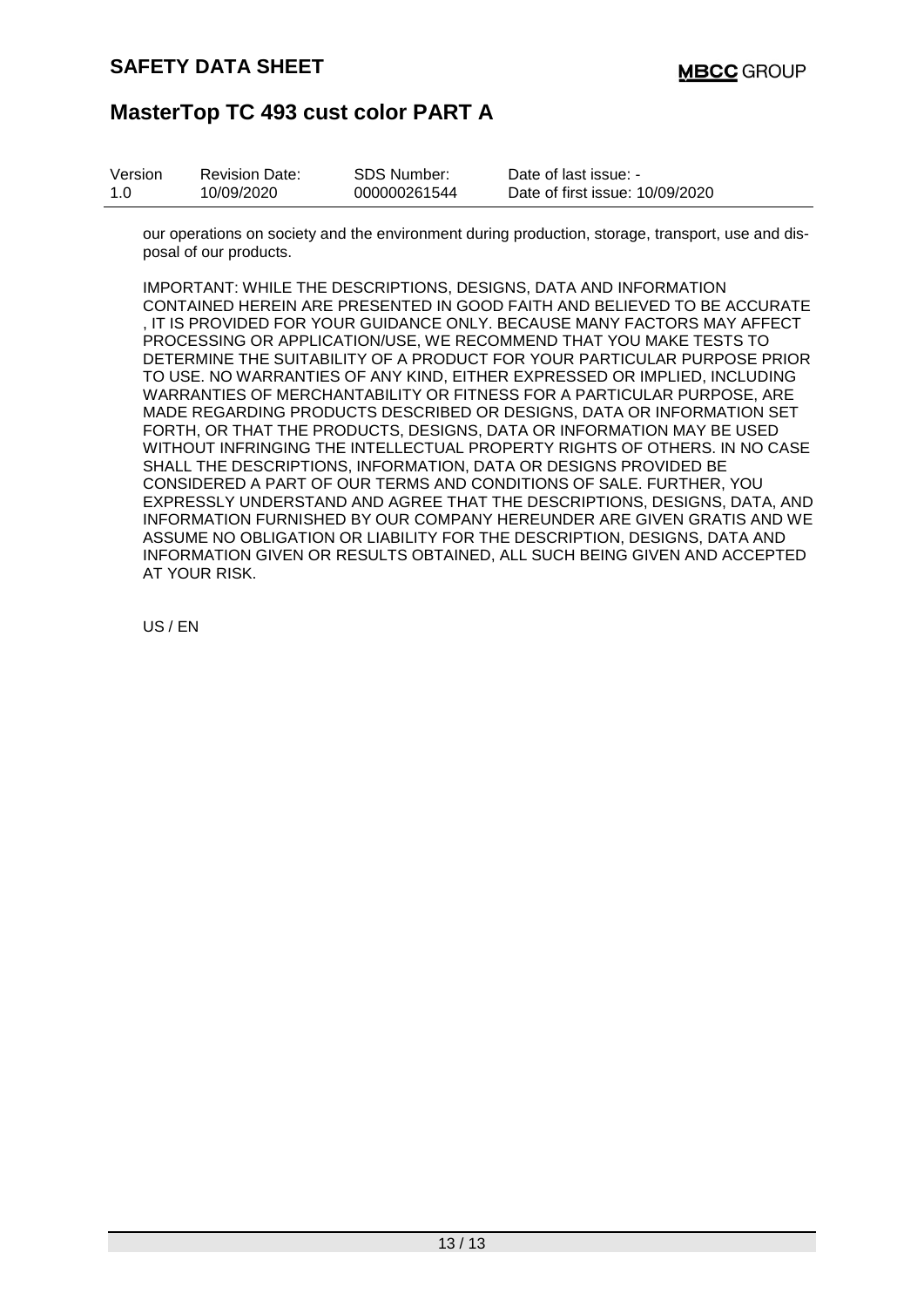our operations on society and the environment during production, storage, transport, use and disposal of our products.

IMPORTANT: WHILE THE DESCRIPTIONS, DESIGNS, DATA AND INFORMATION CONTAINED HEREIN ARE PRESENTED IN GOOD FAITH AND BELIEVED TO BE ACCURATE , IT IS PROVIDED FOR YOUR GUIDANCE ONLY. BECAUSE MANY FACTORS MAY AFFECT PROCESSING OR APPLICATION/USE, WE RECOMMEND THAT YOU MAKE TESTS TO DETERMINE THE SUITABILITY OF A PRODUCT FOR YOUR PARTICULAR PURPOSE PRIOR TO USE. NO WARRANTIES OF ANY KIND, EITHER EXPRESSED OR IMPLIED, INCLUDING WARRANTIES OF MERCHANTABILITY OR FITNESS FOR A PARTICULAR PURPOSE, ARE MADE REGARDING PRODUCTS DESCRIBED OR DESIGNS, DATA OR INFORMATION SET FORTH, OR THAT THE PRODUCTS, DESIGNS, DATA OR INFORMATION MAY BE USED WITHOUT INFRINGING THE INTELLECTUAL PROPERTY RIGHTS OF OTHERS. IN NO CASE SHALL THE DESCRIPTIONS, INFORMATION, DATA OR DESIGNS PROVIDED BE CONSIDERED A PART OF OUR TERMS AND CONDITIONS OF SALE. FURTHER, YOU EXPRESSLY UNDERSTAND AND AGREE THAT THE DESCRIPTIONS, DESIGNS, DATA, AND INFORMATION FURNISHED BY OUR COMPANY HEREUNDER ARE GIVEN GRATIS AND WE ASSUME NO OBLIGATION OR LIABILITY FOR THE DESCRIPTION, DESIGNS, DATA AND INFORMATION GIVEN OR RESULTS OBTAINED, ALL SUCH BEING GIVEN AND ACCEPTED AT YOUR RISK.

US / EN